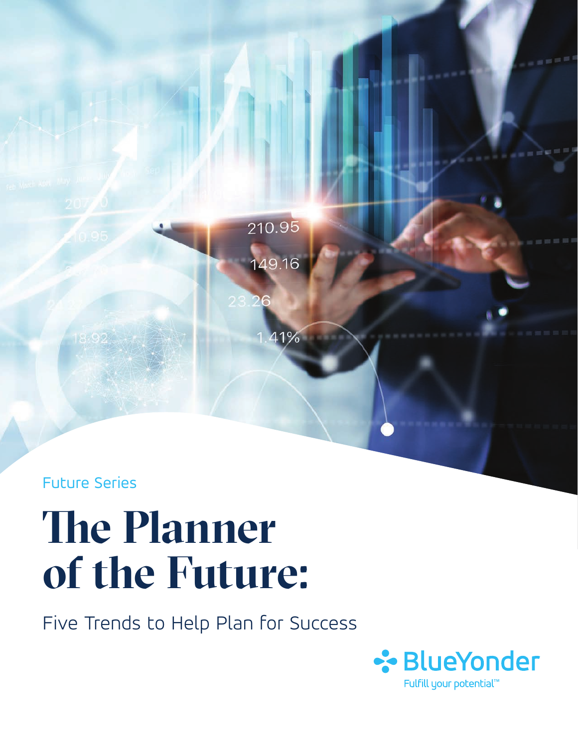Future Series

# The Planner of the Future:

Five Trends to Help Plan for Success

BlueYonder

Fulfill your potential™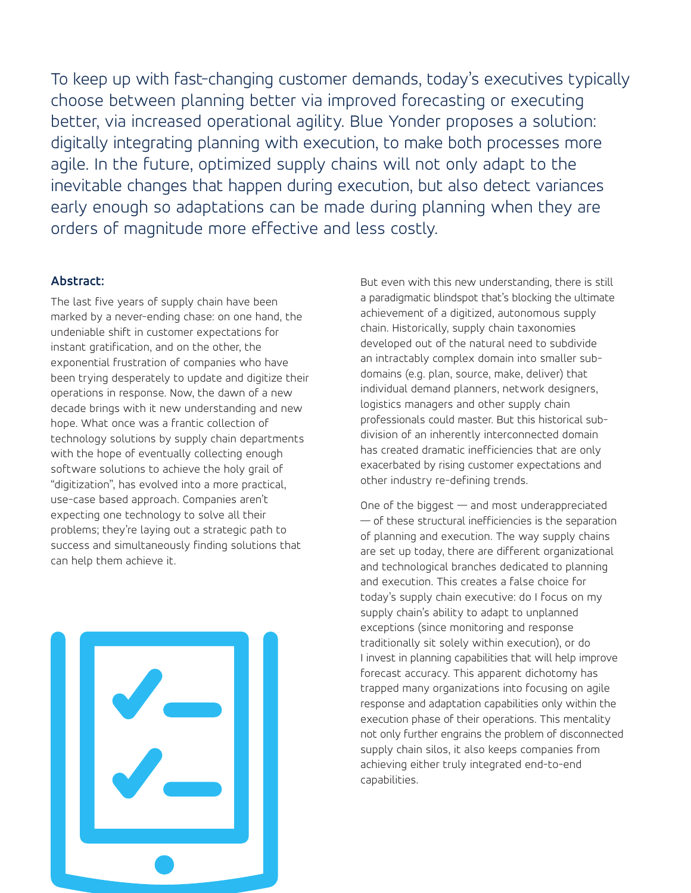To keep up with fast-changing customer demands, today's executives typically choose between planning better via improved forecasting or executing better, via increased operational agility. Blue Yonder proposes a solution: digitally integrating planning with execution, to make both processes more agile. In the future, optimized supply chains will not only adapt to the inevitable changes that happen during execution, but also detect variances early enough so adaptations can be made during planning when they are orders of magnitude more effective and less costly.

**Abstract:**

The last five years of supply chain have been marked by a never-ending chase: on one hand, the undeniable shift in customer expectations for instant gratification, and on the other, the exponential frustration of companies who have been trying desperately to update and digitize their operations in response. Now, the dawn of a new decade brings with it new understanding and new hope. What once was a frantic collection of technology solutions by supply chain departments with the hope of eventually collecting enough software solutions to achieve the holy grail of "digitization", has evolved into a more practical, use-case based approach. Companies aren't expecting one technology to solve all their problems; they're laying out a strategic path to success and simultaneously finding solutions that can help them achieve it.

But even with this new understanding, there is still a paradigmatic blindspot that's blocking the ultimate achievement of a digitized, autonomous supply chain. Historically, supply chain taxonomies developed out of the natural need to subdivide an intractably complex domain into smaller sub-domains (e.g. plan, source, make, deliver) that individual demand planners, network designers, logistics managers and other supply chain professionals could master. But this historical sub-division of an inherently interconnected domain has created dramatic inefficiencies that are only exacerbated by rising customer expectations and other industry re-defining trends.

One of the biggest — and most underappreciated — of these structural inefficiencies is the separation of planning and execution. The way supply chains are set up today, there are different organizational and technological branches dedicated to planning and execution. This creates a false choice for today's supply chain executive: do I focus on my supply chain's ability to adapt to unplanned exceptions (since monitoring and response traditionally sit solely within execution), or do I invest in planning capabilities that will help improve forecast accuracy. This apparent dichotomy has trapped many organizations into focusing on agile response and adaptation capabilities only within the execution phase of their operations. This mentality not only further engrains the problem of disconnected supply chain silos, it also keeps companies from achieving either truly integrated end-to-end capabilities.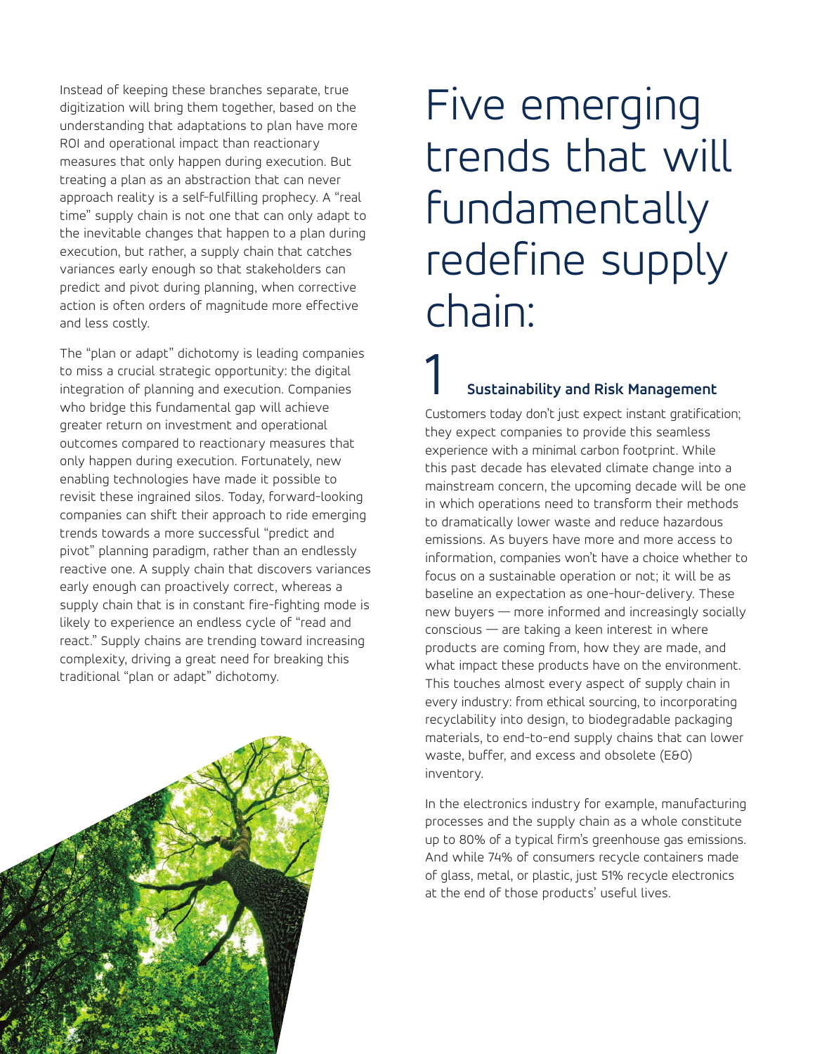Instead of keeping these branches separate, true digitization will bring them together, based on the understanding that adaptations to plan have more ROI and operational impact than reactionary measures that only happen during execution. But treating a plan as an abstraction that can never approach reality is a self-fulfilling prophecy. A "real time" supply chain is not one that can only adapt to the inevitable changes that happen to a plan during execution, but rather, a supply chain that catches variances early enough so that stakeholders can predict and pivot during planning, when corrective action is often orders of magnitude more effective and less costly.

The "plan or adapt" dichotomy is leading companies to miss a crucial strategic opportunity: the digital integration of planning and execution. Companies who bridge this fundamental gap will achieve greater return on investment and operational outcomes compared to reactionary measures that only happen during execution. Fortunately, new enabling technologies have made it possible to revisit these ingrained silos. Today, forward-looking companies can shift their approach to ride emerging trends towards a more successful "predict and pivot" planning paradigm, rather than an endlessly reactive one. A supply chain that discovers variances early enough can proactively correct, whereas a supply chain that is in constant fire-fighting mode is likely to experience an endless cycle of "read and react." Supply chains are trending toward increasing complexity, driving a great need for breaking this traditional "plan or adapt" dichotomy.

# Five emerging trends that will fundamentally redefine supply chain:

## 1 Sustainability and Risk Management

Customers today don't just expect instant gratification; they expect companies to provide this seamless experience with a minimal carbon footprint. While this past decade has elevated climate change into a mainstream concern, the upcoming decade will be one in which operations need to transform their methods to dramatically lower waste and reduce hazardous emissions. As buyers have more and more access to information, companies won't have a choice whether to focus on a sustainable operation or not; it will be as baseline an expectation as one-hour-delivery. These new buyers — more informed and increasingly socially conscious — are taking a keen interest in where products are coming from, how they are made, and what impact these products have on the environment. This touches almost every aspect of supply chain in every industry: from ethical sourcing, to incorporating recyclability into design, to biodegradable packaging materials, to end-to-end supply chains that can lower waste, buffer, and excess and obsolete (E&O) inventory.

In the electronics industry for example, manufacturing processes and the supply chain as a whole constitute up to 80% of a typical firm's greenhouse gas emissions. And while 74% of consumers recycle containers made of glass, metal, or plastic, just 51% recycle electronics at the end of those products' useful lives.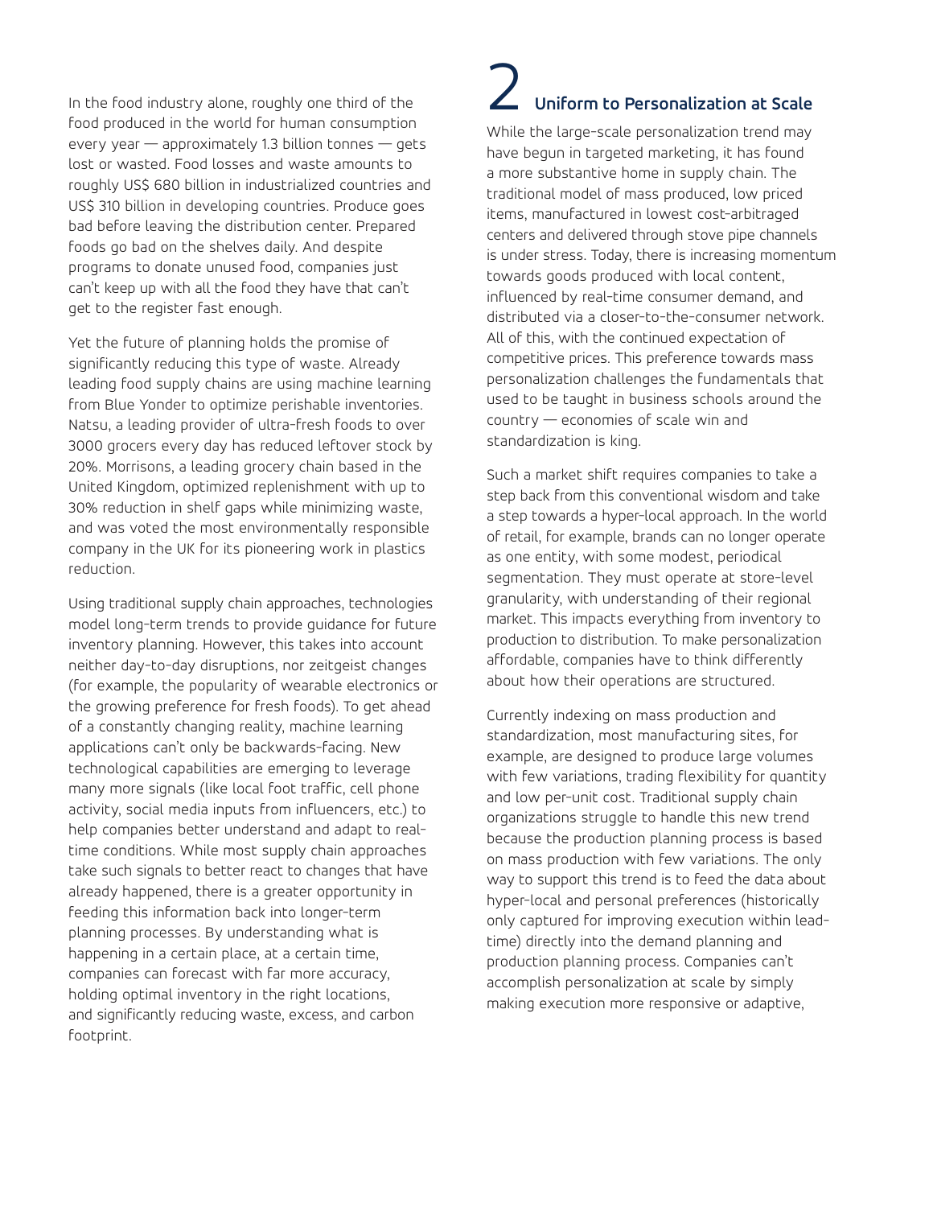In the food industry alone, roughly one third of the food produced in the world for human consumption every year — approximately 1.3 billion tonnes — gets lost or wasted. Food losses and waste amounts to roughly US$ 680 billion in industrialized countries and US$ 310 billion in developing countries. Produce goes bad before leaving the distribution center. Prepared foods go bad on the shelves daily. And despite programs to donate unused food, companies just can't keep up with all the food they have that can't get to the register fast enough.

Yet the future of planning holds the promise of significantly reducing this type of waste. Already leading food supply chains are using machine learning from Blue Yonder to optimize perishable inventories. Natsu, a leading provider of ultra-fresh foods to over 3000 grocers every day has reduced leftover stock by 20%. Morrisons, a leading grocery chain based in the United Kingdom, optimized replenishment with up to 30% reduction in shelf gaps while minimizing waste, and was voted the most environmentally responsible company in the UK for its pioneering work in plastics reduction.

Using traditional supply chain approaches, technologies model long-term trends to provide guidance for future inventory planning. However, this takes into account neither day-to-day disruptions, nor zeitgeist changes (for example, the popularity of wearable electronics or the growing preference for fresh foods). To get ahead of a constantly changing reality, machine learning applications can't only be backwards-facing. New technological capabilities are emerging to leverage many more signals (like local foot traffic, cell phone activity, social media inputs from influencers, etc.) to help companies better understand and adapt to real-time conditions. While most supply chain approaches take such signals to better react to changes that have already happened, there is a greater opportunity in feeding this information back into longer-term planning processes. By understanding what is happening in a certain place, at a certain time, companies can forecast with far more accuracy, holding optimal inventory in the right locations, and significantly reducing waste, excess, and carbon footprint.

## 2 Uniform to Personalization at Scale

While the large-scale personalization trend may have begun in targeted marketing, it has found a more substantive home in supply chain. The traditional model of mass produced, low priced items, manufactured in lowest cost-arbitraged centers and delivered through stove pipe channels is under stress. Today, there is increasing momentum towards goods produced with local content, influenced by real-time consumer demand, and distributed via a closer-to-the-consumer network. All of this, with the continued expectation of competitive prices. This preference towards mass personalization challenges the fundamentals that used to be taught in business schools around the country — economies of scale win and standardization is king.

Such a market shift requires companies to take a step back from this conventional wisdom and take a step towards a hyper-local approach. In the world of retail, for example, brands can no longer operate as one entity, with some modest, periodical segmentation. They must operate at store-level granularity, with understanding of their regional market. This impacts everything from inventory to production to distribution. To make personalization affordable, companies have to think differently about how their operations are structured.

Currently indexing on mass production and standardization, most manufacturing sites, for example, are designed to produce large volumes with few variations, trading flexibility for quantity and low per-unit cost. Traditional supply chain organizations struggle to handle this new trend because the production planning process is based on mass production with few variations. The only way to support this trend is to feed the data about hyper-local and personal preferences (historically only captured for improving execution within lead-time) directly into the demand planning and production planning process. Companies can't accomplish personalization at scale by simply making execution more responsive or adaptive,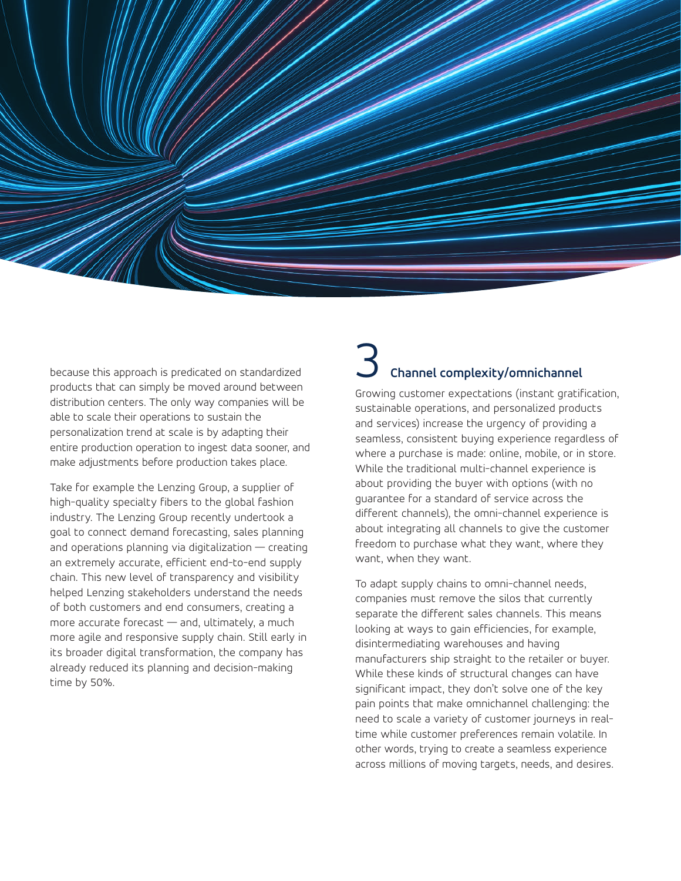because this approach is predicated on standardized products that can simply be moved around between distribution centers. The only way companies will be able to scale their operations to sustain the personalization trend at scale is by adapting their entire production operation to ingest data sooner, and make adjustments before production takes place.

Take for example the Lenzing Group, a supplier of high-quality specialty fibers to the global fashion industry. The Lenzing Group recently undertook a goal to connect demand forecasting, sales planning and operations planning via digitalization — creating an extremely accurate, efficient end-to-end supply chain. This new level of transparency and visibility helped Lenzing stakeholders understand the needs of both customers and end consumers, creating a more accurate forecast — and, ultimately, a much more agile and responsive supply chain. Still early in its broader digital transformation, the company has already reduced its planning and decision-making time by 50%.

## 3 Channel complexity/omnichannel

Growing customer expectations (instant gratification, sustainable operations, and personalized products and services) increase the urgency of providing a seamless, consistent buying experience regardless of where a purchase is made: online, mobile, or in store. While the traditional multi-channel experience is about providing the buyer with options (with no guarantee for a standard of service across the different channels), the omni-channel experience is about integrating all channels to give the customer freedom to purchase what they want, where they want, when they want.

To adapt supply chains to omni-channel needs, companies must remove the silos that currently separate the different sales channels. This means looking at ways to gain efficiencies, for example, disintermediating warehouses and having manufacturers ship straight to the retailer or buyer. While these kinds of structural changes can have significant impact, they don't solve one of the key pain points that make omnichannel challenging: the need to scale a variety of customer journeys in real-time while customer preferences remain volatile. In other words, trying to create a seamless experience across millions of moving targets, needs, and desires.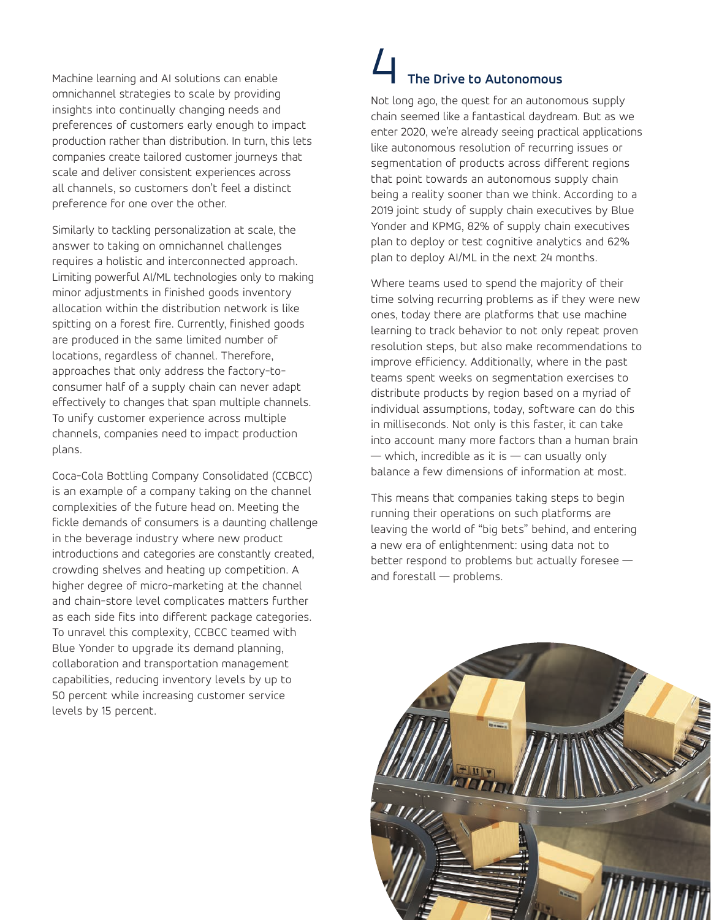Machine learning and AI solutions can enable omnichannel strategies to scale by providing insights into continually changing needs and preferences of customers early enough to impact production rather than distribution. In turn, this lets companies create tailored customer journeys that scale and deliver consistent experiences across all channels, so customers don't feel a distinct preference for one over the other.

Similarly to tackling personalization at scale, the answer to taking on omnichannel challenges requires a holistic and interconnected approach. Limiting powerful AI/ML technologies only to making minor adjustments in finished goods inventory allocation within the distribution network is like spitting on a forest fire. Currently, finished goods are produced in the same limited number of locations, regardless of channel. Therefore, approaches that only address the factory-to-consumer half of a supply chain can never adapt effectively to changes that span multiple channels. To unify customer experience across multiple channels, companies need to impact production plans.

Coca-Cola Bottling Company Consolidated (CCBCC) is an example of a company taking on the channel complexities of the future head on. Meeting the fickle demands of consumers is a daunting challenge in the beverage industry where new product introductions and categories are constantly created, crowding shelves and heating up competition. A higher degree of micro-marketing at the channel and chain-store level complicates matters further as each side fits into different package categories. To unravel this complexity, CCBCC teamed with Blue Yonder to upgrade its demand planning, collaboration and transportation management capabilities, reducing inventory levels by up to 50 percent while increasing customer service levels by 15 percent.

## 4 The Drive to Autonomous

Not long ago, the quest for an autonomous supply chain seemed like a fantastical daydream. But as we enter 2020, we're already seeing practical applications like autonomous resolution of recurring issues or segmentation of products across different regions that point towards an autonomous supply chain being a reality sooner than we think. According to a 2019 joint study of supply chain executives by Blue Yonder and KPMG, 82% of supply chain executives plan to deploy or test cognitive analytics and 62% plan to deploy AI/ML in the next 24 months.

Where teams used to spend the majority of their time solving recurring problems as if they were new ones, today there are platforms that use machine learning to track behavior to not only repeat proven resolution steps, but also make recommendations to improve efficiency. Additionally, where in the past teams spent weeks on segmentation exercises to distribute products by region based on a myriad of individual assumptions, today, software can do this in milliseconds. Not only is this faster, it can take into account many more factors than a human brain — which, incredible as it is — can usually only balance a few dimensions of information at most.

This means that companies taking steps to begin running their operations on such platforms are leaving the world of "big bets" behind, and entering a new era of enlightenment: using data not to better respond to problems but actually foresee — and forestall — problems.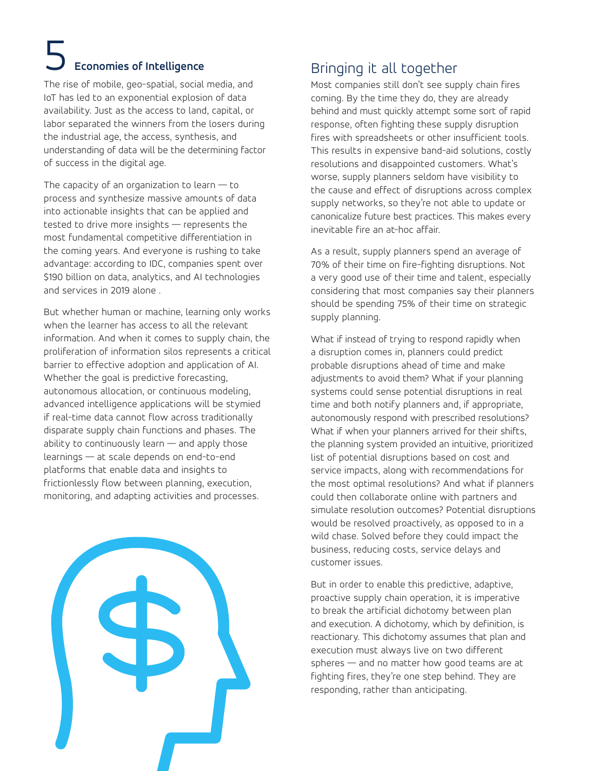## 5 Economies of Intelligence

The rise of mobile, geo-spatial, social media, and IoT has led to an exponential explosion of data availability. Just as the access to land, capital, or labor separated the winners from the losers during the industrial age, the access, synthesis, and understanding of data will be the determining factor of success in the digital age.

The capacity of an organization to learn — to process and synthesize massive amounts of data into actionable insights that can be applied and tested to drive more insights — represents the most fundamental competitive differentiation in the coming years. And everyone is rushing to take advantage: according to IDC, companies spent over $190 billion on data, analytics, and AI technologies and services in 2019 alone .

But whether human or machine, learning only works when the learner has access to all the relevant information. And when it comes to supply chain, the proliferation of information silos represents a critical barrier to effective adoption and application of AI. Whether the goal is predictive forecasting, autonomous allocation, or continuous modeling, advanced intelligence applications will be stymied if real-time data cannot flow across traditionally disparate supply chain functions and phases. The ability to continuously learn — and apply those learnings — at scale depends on end-to-end platforms that enable data and insights to frictionlessly flow between planning, execution, monitoring, and adapting activities and processes.

## Bringing it all together

Most companies still don't see supply chain fires coming. By the time they do, they are already behind and must quickly attempt some sort of rapid response, often fighting these supply disruption fires with spreadsheets or other insufficient tools. This results in expensive band-aid solutions, costly resolutions and disappointed customers. What's worse, supply planners seldom have visibility to the cause and effect of disruptions across complex supply networks, so they're not able to update or canonicalize future best practices. This makes every inevitable fire an at-hoc affair.

As a result, supply planners spend an average of 70% of their time on fire-fighting disruptions. Not a very good use of their time and talent, especially considering that most companies say their planners should be spending 75% of their time on strategic supply planning.

What if instead of trying to respond rapidly when a disruption comes in, planners could predict probable disruptions ahead of time and make adjustments to avoid them? What if your planning systems could sense potential disruptions in real time and both notify planners and, if appropriate, autonomously respond with prescribed resolutions? What if when your planners arrived for their shifts, the planning system provided an intuitive, prioritized list of potential disruptions based on cost and service impacts, along with recommendations for the most optimal resolutions? And what if planners could then collaborate online with partners and simulate resolution outcomes? Potential disruptions would be resolved proactively, as opposed to in a wild chase. Solved before they could impact the business, reducing costs, service delays and customer issues.

But in order to enable this predictive, adaptive, proactive supply chain operation, it is imperative to break the artificial dichotomy between plan and execution. A dichotomy, which by definition, is reactionary. This dichotomy assumes that plan and execution must always live on two different spheres — and no matter how good teams are at fighting fires, they're one step behind. They are responding, rather than anticipating.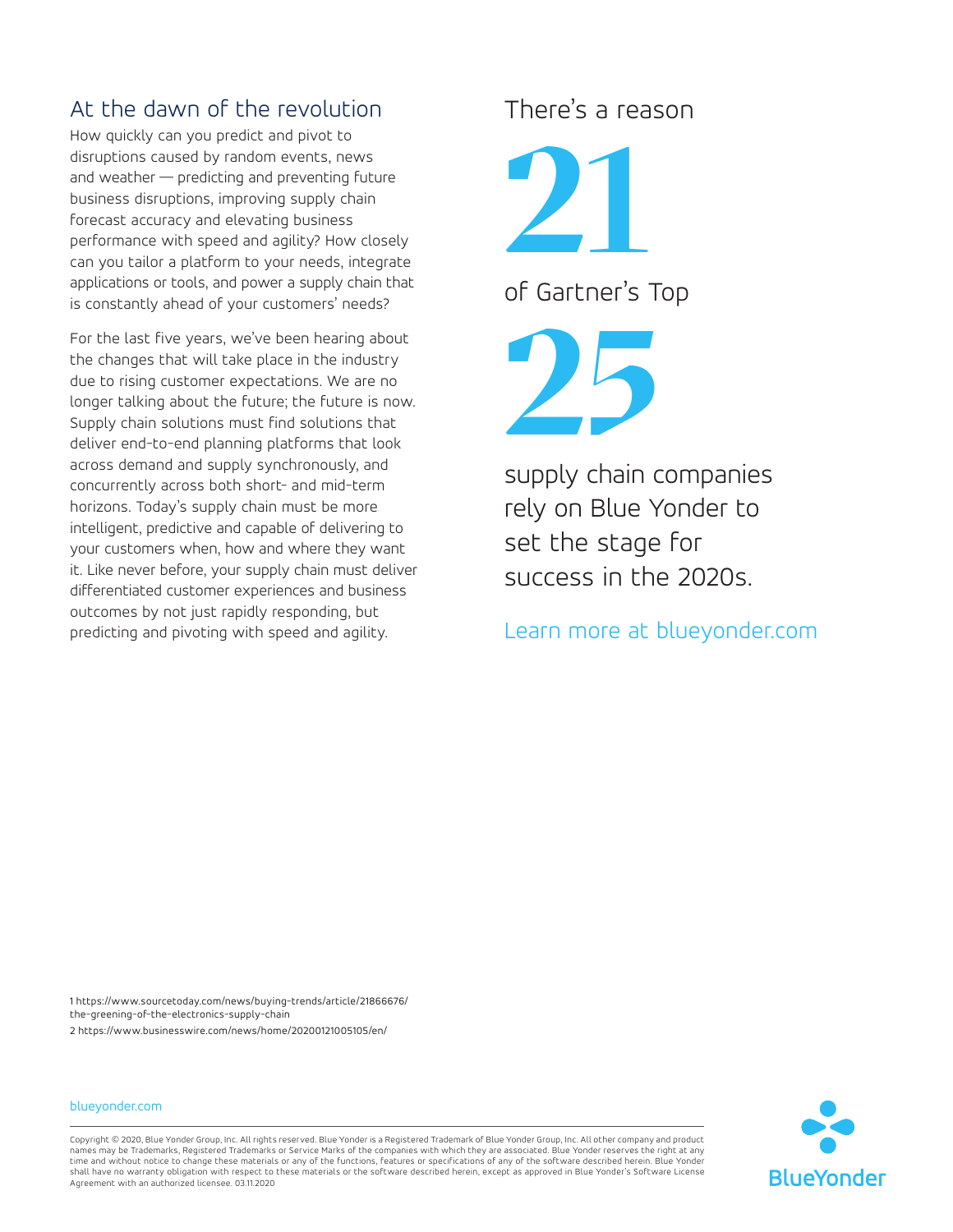## At the dawn of the revolution

How quickly can you predict and pivot to disruptions caused by random events, news and weather — predicting and preventing future business disruptions, improving supply chain forecast accuracy and elevating business performance with speed and agility? How closely can you tailor a platform to your needs, integrate applications or tools, and power a supply chain that is constantly ahead of your customers' needs?

For the last five years, we've been hearing about the changes that will take place in the industry due to rising customer expectations. We are no longer talking about the future; the future is now. Supply chain solutions must find solutions that deliver end-to-end planning platforms that look across demand and supply synchronously, and concurrently across both short- and mid-term horizons. Today's supply chain must be more intelligent, predictive and capable of delivering to your customers when, how and where they want it. Like never before, your supply chain must deliver differentiated customer experiences and business outcomes by not just rapidly responding, but predicting and pivoting with speed and agility.

## There's a reason

# 21

## of Gartner's Top

# 25

## supply chain companies rely on Blue Yonder to set the stage for success in the 2020s.

Learn more at blueyonder.com

1 https://www.sourcetoday.com/news/buying-trends/article/21866676/the-greening-of-the-electronics-supply-chain

2 https://www.businesswire.com/news/home/20200121005105/en/

blueyonder.com

Copyright © 2020, Blue Yonder Group, Inc. All rights reserved. Blue Yonder is a Registered Trademark of Blue Yonder Group, Inc. All other company and product names may be Trademarks, Registered Trademarks or Service Marks of the companies with which they are associated. Blue Yonder reserves the right at any time and without notice to change these materials or any of the functions, features or specifications of any of the software described herein. Blue Yonder shall have no warranty obligation with respect to these materials or the software described herein, except as approved in Blue Yonder's Software License Agreement with an authorized licensee. 03.11.2020

BlueYonder